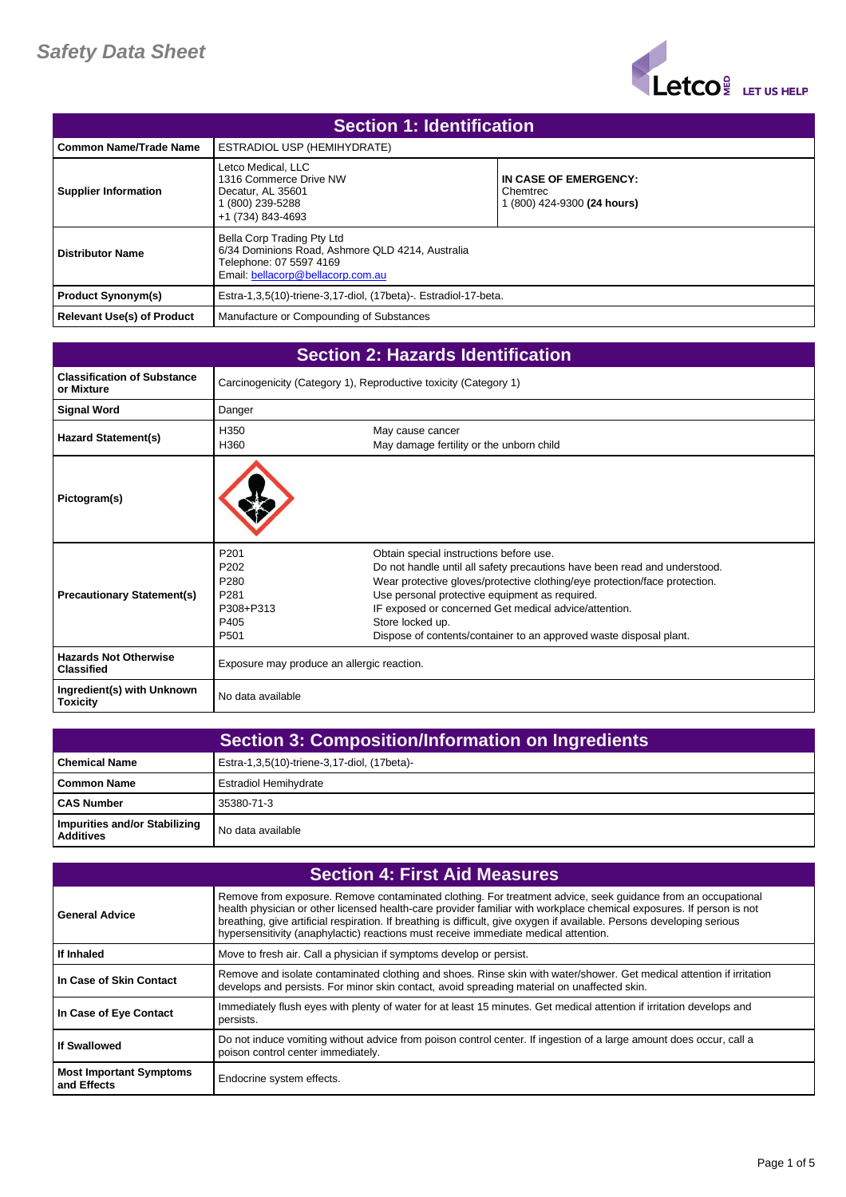# Safety Data Sheet

## Section 1: Identification

| | | |
|---|---|---|
| **Common Name/Trade Name** | ESTRADIOL USP (HEMIHYDRATE) | |
| **Supplier Information** | Letco Medical, LLC<br>1316 Commerce Drive NW<br>Decatur, AL 35601<br>1 (800) 239-5288<br>+1 (734) 843-4693 | **IN CASE OF EMERGENCY:**<br>Chemtrec<br>1 (800) 424-9300 **(24 hours)** |
| **Distributor Name** | Bella Corp Trading Pty Ltd<br>6/34 Dominions Road, Ashmore QLD 4214, Australia<br>Telephone: 07 5597 4169<br>Email: bellacorp@bellacorp.com.au | |
| **Product Synonym(s)** | Estra-1,3,5(10)-triene-3,17-diol, (17beta)-. Estradiol-17-beta. | |
| **Relevant Use(s) of Product** | Manufacture or Compounding of Substances | |

## Section 2: Hazards Identification

| | | |
|---|---|---|
| **Classification of Substance or Mixture** | Carcinogenicity (Category 1), Reproductive toxicity (Category 1) | |
| **Signal Word** | Danger | |
| **Hazard Statement(s)** | H350<br>H360 | May cause cancer<br>May damage fertility or the unborn child |
| **Pictogram(s)** | | |
| **Precautionary Statement(s)** | P201<br>P202<br>P280<br>P281<br>P308+P313<br>P405<br>P501 | Obtain special instructions before use.<br>Do not handle until all safety precautions have been read and understood.<br>Wear protective gloves/protective clothing/eye protection/face protection.<br>Use personal protective equipment as required.<br>IF exposed or concerned Get medical advice/attention.<br>Store locked up.<br>Dispose of contents/container to an approved waste disposal plant. |
| **Hazards Not Otherwise Classified** | Exposure may produce an allergic reaction. | |
| **Ingredient(s) with Unknown Toxicity** | No data available | |

## Section 3: Composition/Information on Ingredients

| | |
|---|---|
| **Chemical Name** | Estra-1,3,5(10)-triene-3,17-diol, (17beta)- |
| **Common Name** | Estradiol Hemihydrate |
| **CAS Number** | 35380-71-3 |
| **Impurities and/or Stabilizing Additives** | No data available |

## Section 4: First Aid Measures

| | |
|---|---|
| **General Advice** | Remove from exposure. Remove contaminated clothing. For treatment advice, seek guidance from an occupational health physician or other licensed health-care provider familiar with workplace chemical exposures. If person is not breathing, give artificial respiration. If breathing is difficult, give oxygen if available. Persons developing serious hypersensitivity (anaphylactic) reactions must receive immediate medical attention. |
| **If Inhaled** | Move to fresh air. Call a physician if symptoms develop or persist. |
| **In Case of Skin Contact** | Remove and isolate contaminated clothing and shoes. Rinse skin with water/shower. Get medical attention if irritation develops and persists. For minor skin contact, avoid spreading material on unaffected skin. |
| **In Case of Eye Contact** | Immediately flush eyes with plenty of water for at least 15 minutes. Get medical attention if irritation develops and persists. |
| **If Swallowed** | Do not induce vomiting without advice from poison control center. If ingestion of a large amount does occur, call a poison control center immediately. |
| **Most Important Symptoms and Effects** | Endocrine system effects. |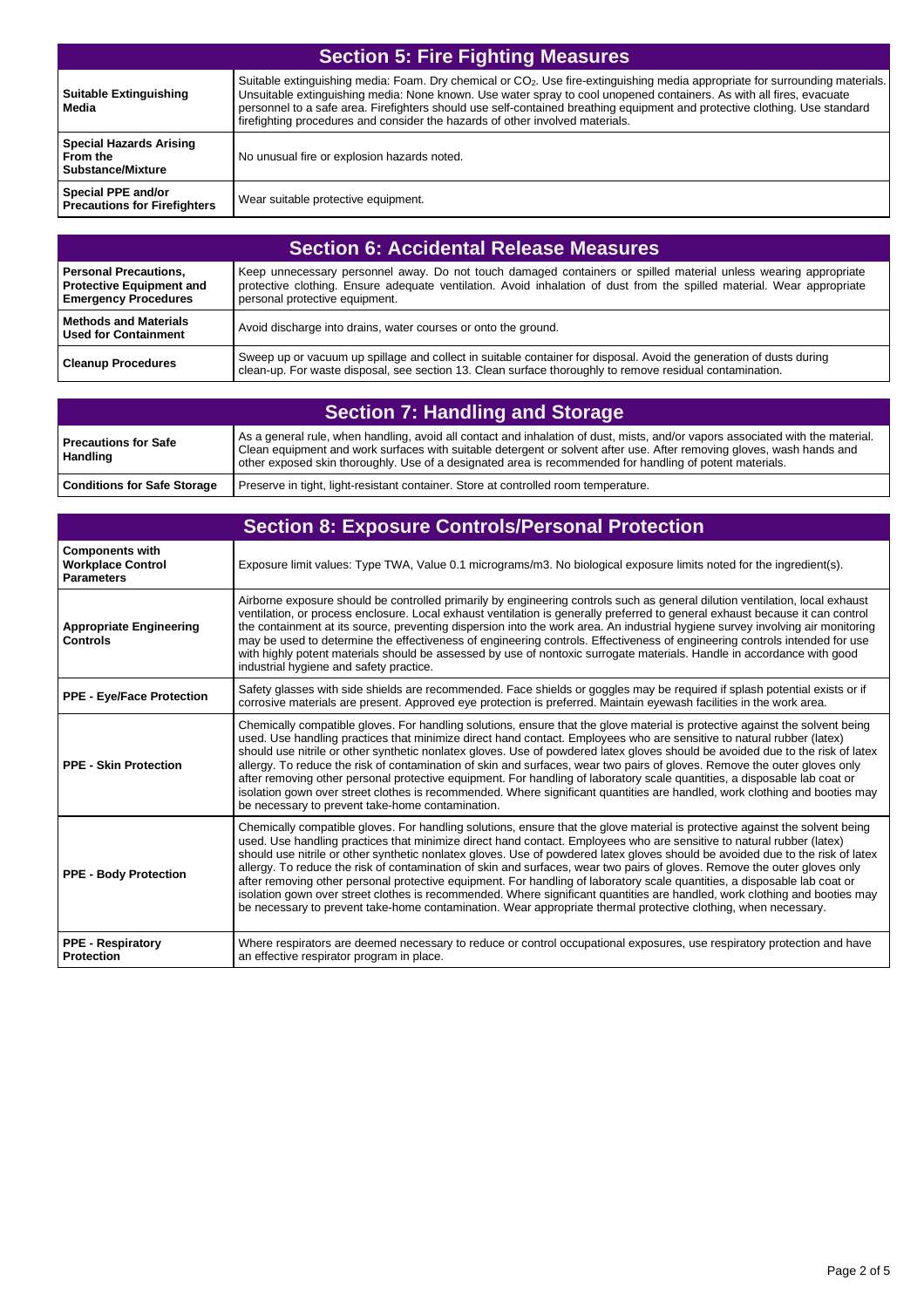## Section 5: Fire Fighting Measures

| | |
|---|---|
| **Suitable Extinguishing Media** | Suitable extinguishing media: Foam. Dry chemical or $CO_2$. Use fire-extinguishing media appropriate for surrounding materials. Unsuitable extinguishing media: None known. Use water spray to cool unopened containers. As with all fires, evacuate personnel to a safe area. Firefighters should use self-contained breathing equipment and protective clothing. Use standard firefighting procedures and consider the hazards of other involved materials. |
| **Special Hazards Arising From the Substance/Mixture** | No unusual fire or explosion hazards noted. |
| **Special PPE and/or Precautions for Firefighters** | Wear suitable protective equipment. |

## Section 6: Accidental Release Measures

| | |
|---|---|
| **Personal Precautions, Protective Equipment and Emergency Procedures** | Keep unnecessary personnel away. Do not touch damaged containers or spilled material unless wearing appropriate protective clothing. Ensure adequate ventilation. Avoid inhalation of dust from the spilled material. Wear appropriate personal protective equipment. |
| **Methods and Materials Used for Containment** | Avoid discharge into drains, water courses or onto the ground. |
| **Cleanup Procedures** | Sweep up or vacuum up spillage and collect in suitable container for disposal. Avoid the generation of dusts during clean-up. For waste disposal, see section 13. Clean surface thoroughly to remove residual contamination. |

## Section 7: Handling and Storage

| | |
|---|---|
| **Precautions for Safe Handling** | As a general rule, when handling, avoid all contact and inhalation of dust, mists, and/or vapors associated with the material. Clean equipment and work surfaces with suitable detergent or solvent after use. After removing gloves, wash hands and other exposed skin thoroughly. Use of a designated area is recommended for handling of potent materials. |
| **Conditions for Safe Storage** | Preserve in tight, light-resistant container. Store at controlled room temperature. |

## Section 8: Exposure Controls/Personal Protection

| | |
|---|---|
| **Components with Workplace Control Parameters** | Exposure limit values: Type TWA, Value 0.1 micrograms/m3. No biological exposure limits noted for the ingredient(s). |
| **Appropriate Engineering Controls** | Airborne exposure should be controlled primarily by engineering controls such as general dilution ventilation, local exhaust ventilation, or process enclosure. Local exhaust ventilation is generally preferred to general exhaust because it can control the containment at its source, preventing dispersion into the work area. An industrial hygiene survey involving air monitoring may be used to determine the effectiveness of engineering controls. Effectiveness of engineering controls intended for use with highly potent materials should be assessed by use of nontoxic surrogate materials. Handle in accordance with good industrial hygiene and safety practice. |
| **PPE - Eye/Face Protection** | Safety glasses with side shields are recommended. Face shields or goggles may be required if splash potential exists or if corrosive materials are present. Approved eye protection is preferred. Maintain eyewash facilities in the work area. |
| **PPE - Skin Protection** | Chemically compatible gloves. For handling solutions, ensure that the glove material is protective against the solvent being used. Use handling practices that minimize direct hand contact. Employees who are sensitive to natural rubber (latex) should use nitrile or other synthetic nonlatex gloves. Use of powdered latex gloves should be avoided due to the risk of latex allergy. To reduce the risk of contamination of skin and surfaces, wear two pairs of gloves. Remove the outer gloves only after removing other personal protective equipment. For handling of laboratory scale quantities, a disposable lab coat or isolation gown over street clothes is recommended. Where significant quantities are handled, work clothing and booties may be necessary to prevent take-home contamination. |
| **PPE - Body Protection** | Chemically compatible gloves. For handling solutions, ensure that the glove material is protective against the solvent being used. Use handling practices that minimize direct hand contact. Employees who are sensitive to natural rubber (latex) should use nitrile or other synthetic nonlatex gloves. Use of powdered latex gloves should be avoided due to the risk of latex allergy. To reduce the risk of contamination of skin and surfaces, wear two pairs of gloves. Remove the outer gloves only after removing other personal protective equipment. For handling of laboratory scale quantities, a disposable lab coat or isolation gown over street clothes is recommended. Where significant quantities are handled, work clothing and booties may be necessary to prevent take-home contamination. Wear appropriate thermal protective clothing, when necessary. |
| **PPE - Respiratory Protection** | Where respirators are deemed necessary to reduce or control occupational exposures, use respiratory protection and have an effective respirator program in place. |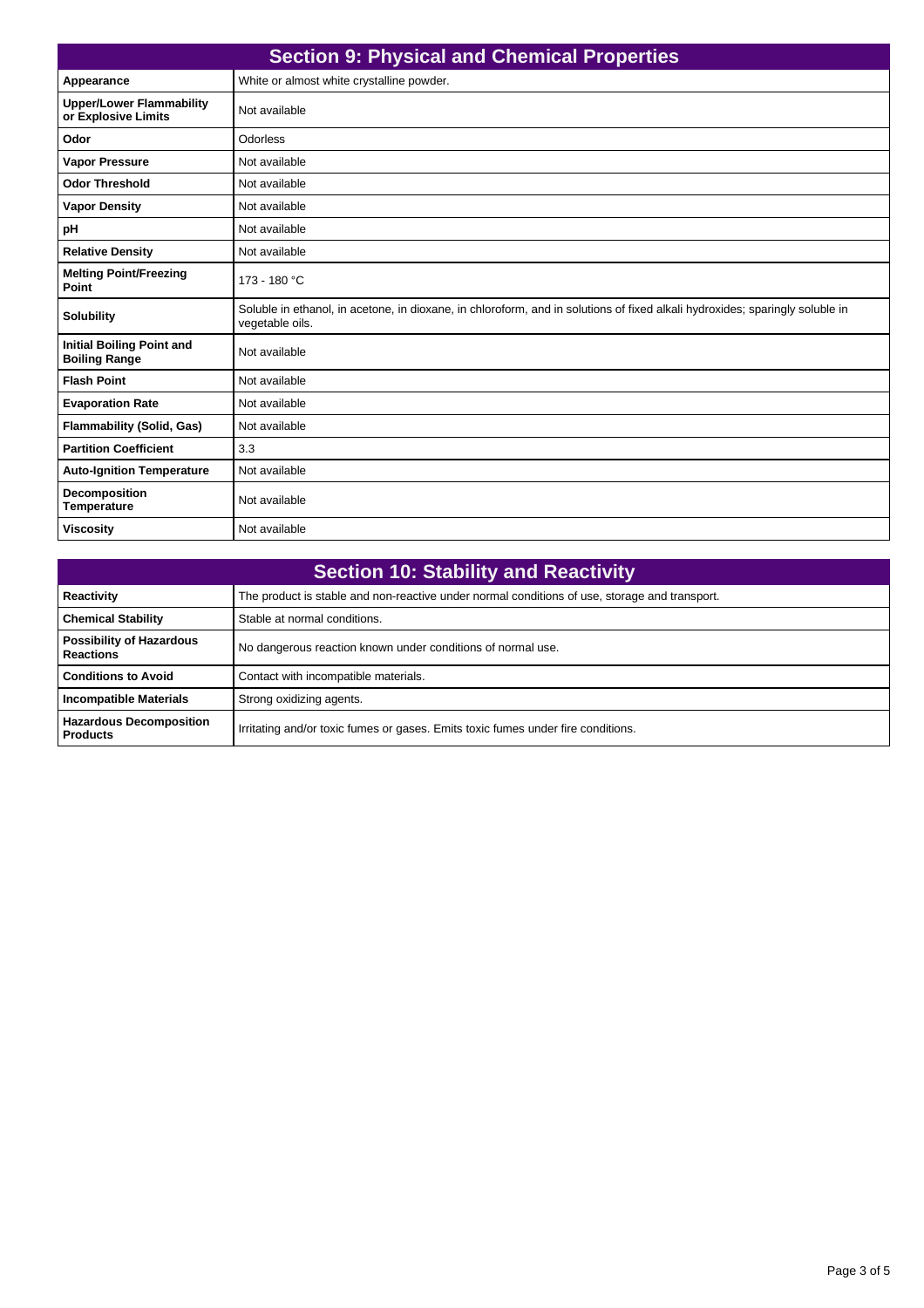## Section 9: Physical and Chemical Properties

| | |
|---|---|
| **Appearance** | White or almost white crystalline powder. |
| **Upper/Lower Flammability or Explosive Limits** | Not available |
| **Odor** | Odorless |
| **Vapor Pressure** | Not available |
| **Odor Threshold** | Not available |
| **Vapor Density** | Not available |
| **pH** | Not available |
| **Relative Density** | Not available |
| **Melting Point/Freezing Point** | 173 - 180 °C |
| **Solubility** | Soluble in ethanol, in acetone, in dioxane, in chloroform, and in solutions of fixed alkali hydroxides; sparingly soluble in vegetable oils. |
| **Initial Boiling Point and Boiling Range** | Not available |
| **Flash Point** | Not available |
| **Evaporation Rate** | Not available |
| **Flammability (Solid, Gas)** | Not available |
| **Partition Coefficient** | 3.3 |
| **Auto-Ignition Temperature** | Not available |
| **Decomposition Temperature** | Not available |
| **Viscosity** | Not available |

## Section 10: Stability and Reactivity

| | |
|---|---|
| **Reactivity** | The product is stable and non-reactive under normal conditions of use, storage and transport. |
| **Chemical Stability** | Stable at normal conditions. |
| **Possibility of Hazardous Reactions** | No dangerous reaction known under conditions of normal use. |
| **Conditions to Avoid** | Contact with incompatible materials. |
| **Incompatible Materials** | Strong oxidizing agents. |
| **Hazardous Decomposition Products** | Irritating and/or toxic fumes or gases. Emits toxic fumes under fire conditions. |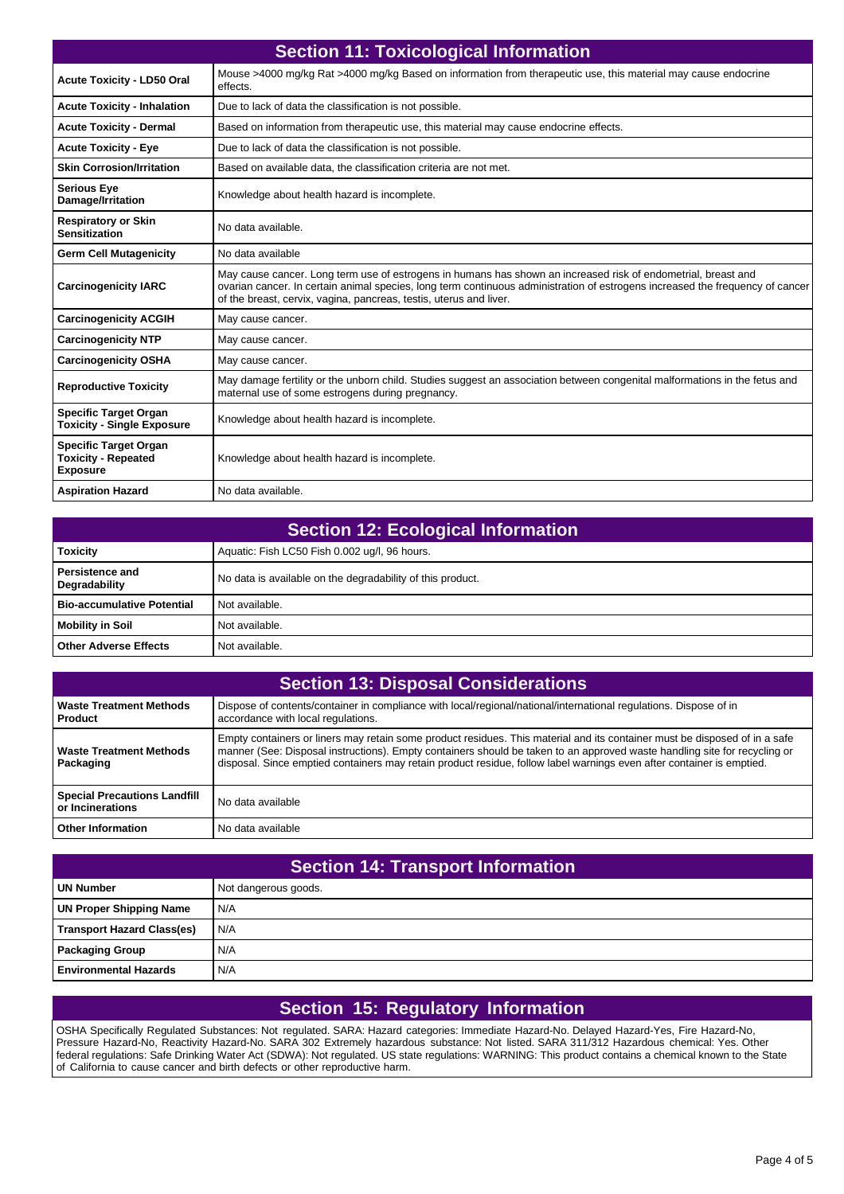## Section 11: Toxicological Information

| | |
|---|---|
| **Acute Toxicity - LD50 Oral** | Mouse >4000 mg/kg Rat >4000 mg/kg Based on information from therapeutic use, this material may cause endocrine effects. |
| **Acute Toxicity - Inhalation** | Due to lack of data the classification is not possible. |
| **Acute Toxicity - Dermal** | Based on information from therapeutic use, this material may cause endocrine effects. |
| **Acute Toxicity - Eye** | Due to lack of data the classification is not possible. |
| **Skin Corrosion/Irritation** | Based on available data, the classification criteria are not met. |
| **Serious Eye Damage/Irritation** | Knowledge about health hazard is incomplete. |
| **Respiratory or Skin Sensitization** | No data available. |
| **Germ Cell Mutagenicity** | No data available |
| **Carcinogenicity IARC** | May cause cancer. Long term use of estrogens in humans has shown an increased risk of endometrial, breast and ovarian cancer. In certain animal species, long term continuous administration of estrogens increased the frequency of cancer of the breast, cervix, vagina, pancreas, testis, uterus and liver. |
| **Carcinogenicity ACGIH** | May cause cancer. |
| **Carcinogenicity NTP** | May cause cancer. |
| **Carcinogenicity OSHA** | May cause cancer. |
| **Reproductive Toxicity** | May damage fertility or the unborn child. Studies suggest an association between congenital malformations in the fetus and maternal use of some estrogens during pregnancy. |
| **Specific Target Organ Toxicity - Single Exposure** | Knowledge about health hazard is incomplete. |
| **Specific Target Organ Toxicity - Repeated Exposure** | Knowledge about health hazard is incomplete. |
| **Aspiration Hazard** | No data available. |

## Section 12: Ecological Information

| | |
|---|---|
| **Toxicity** | Aquatic: Fish LC50 Fish 0.002 ug/l, 96 hours. |
| **Persistence and Degradability** | No data is available on the degradability of this product. |
| **Bio-accumulative Potential** | Not available. |
| **Mobility in Soil** | Not available. |
| **Other Adverse Effects** | Not available. |

## Section 13: Disposal Considerations

| | |
|---|---|
| **Waste Treatment Methods Product** | Dispose of contents/container in compliance with local/regional/national/international regulations. Dispose of in accordance with local regulations. |
| **Waste Treatment Methods Packaging** | Empty containers or liners may retain some product residues. This material and its container must be disposed of in a safe manner (See: Disposal instructions). Empty containers should be taken to an approved waste handling site for recycling or disposal. Since emptied containers may retain product residue, follow label warnings even after container is emptied. |
| **Special Precautions Landfill or Incinerations** | No data available |
| **Other Information** | No data available |

## Section 14: Transport Information

| | |
|---|---|
| **UN Number** | Not dangerous goods. |
| **UN Proper Shipping Name** | N/A |
| **Transport Hazard Class(es)** | N/A |
| **Packaging Group** | N/A |
| **Environmental Hazards** | N/A |

## Section 15: Regulatory Information

OSHA Specifically Regulated Substances: Not regulated. SARA: Hazard categories: Immediate Hazard-No. Delayed Hazard-Yes, Fire Hazard-No, Pressure Hazard-No, Reactivity Hazard-No. SARA 302 Extremely hazardous substance: Not listed. SARA 311/312 Hazardous chemical: Yes. Other federal regulations: Safe Drinking Water Act (SDWA): Not regulated. US state regulations: WARNING: This product contains a chemical known to the State of California to cause cancer and birth defects or other reproductive harm.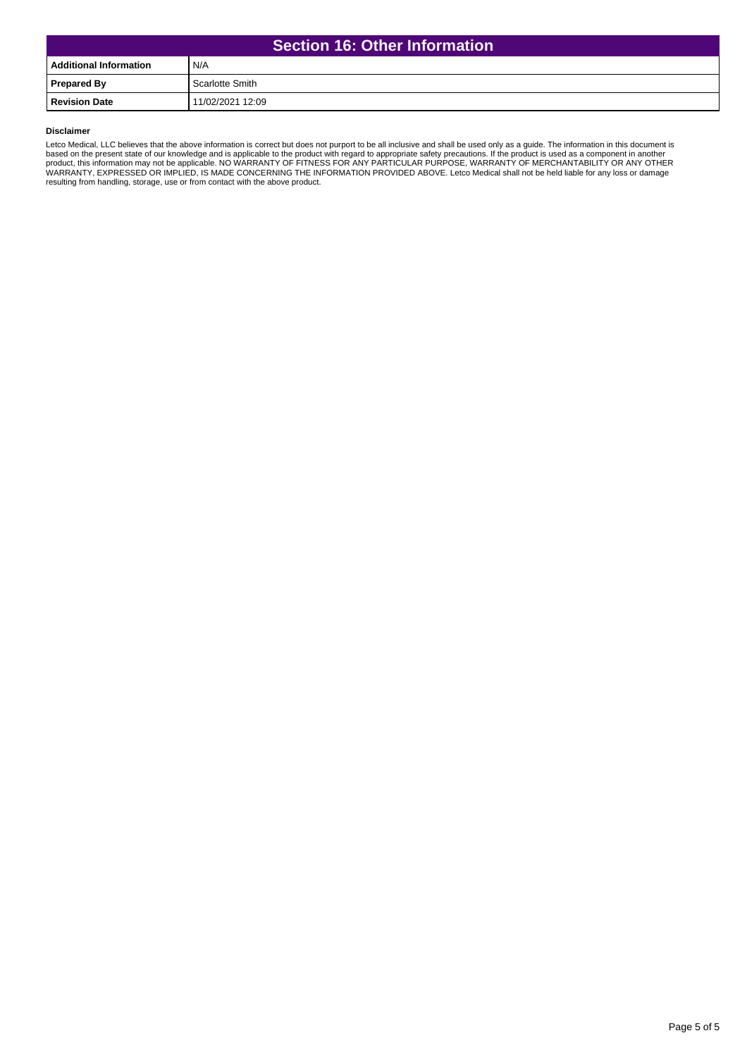## Section 16: Other Information

| | |
|---|---|
| **Additional Information** | N/A |
| **Prepared By** | Scarlotte Smith |
| **Revision Date** | 11/02/2021 12:09 |

**Disclaimer**

Letco Medical, LLC believes that the above information is correct but does not purport to be all inclusive and shall be used only as a guide. The information in this document is based on the present state of our knowledge and is applicable to the product with regard to appropriate safety precautions. If the product is used as a component in another product, this information may not be applicable. NO WARRANTY OF FITNESS FOR ANY PARTICULAR PURPOSE, WARRANTY OF MERCHANTABILITY OR ANY OTHER WARRANTY, EXPRESSED OR IMPLIED, IS MADE CONCERNING THE INFORMATION PROVIDED ABOVE. Letco Medical shall not be held liable for any loss or damage resulting from handling, storage, use or from contact with the above product.